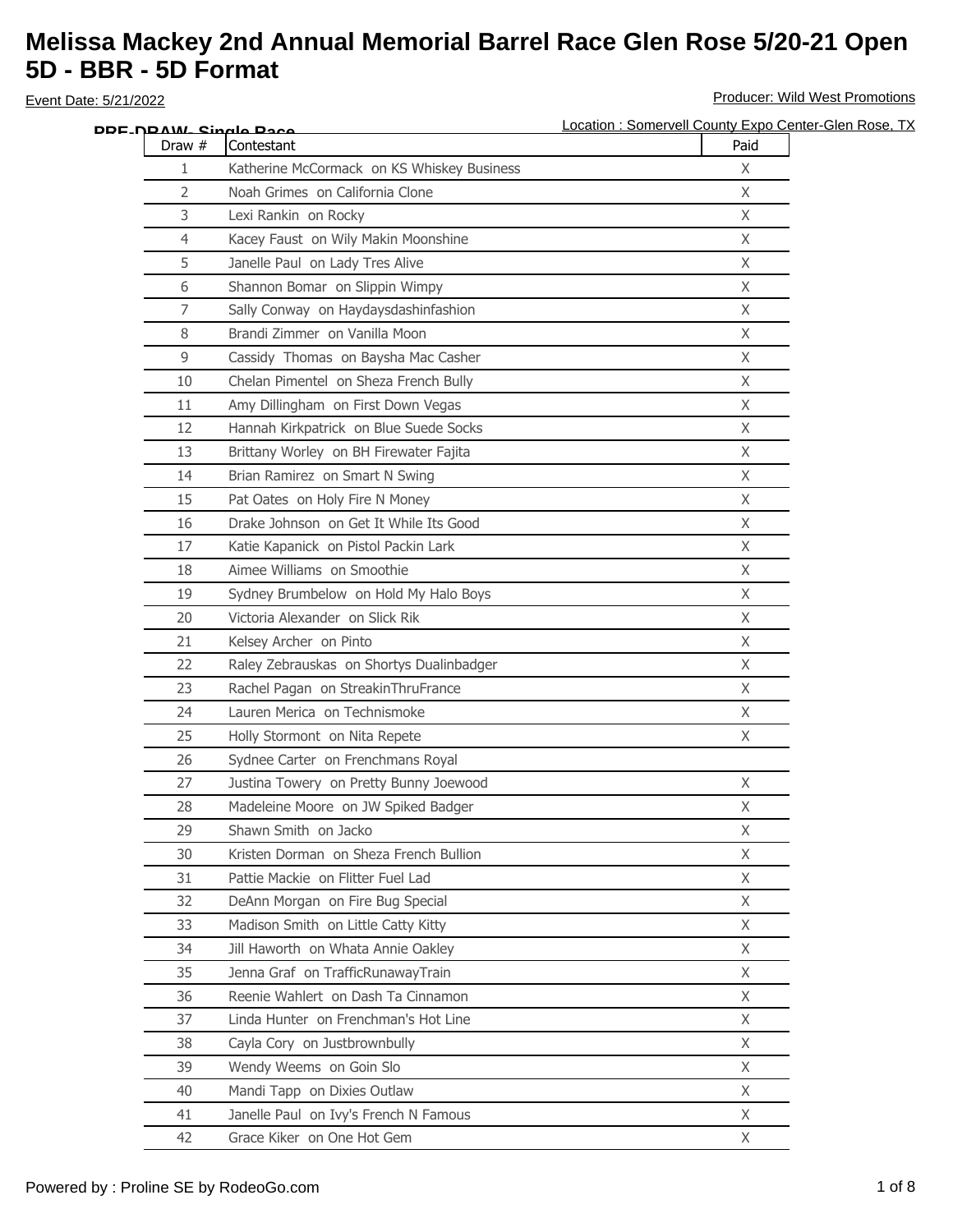# Melissa Mackey 2nd Annual Memorial Barrel Race Glen Rose 5/20-21 Open 5D - BBR - 5D Format

Event Date: 5/21/2022

Producer: Wild West Promotions

Location : Somervell County Expo Center-Glen Rose, TX

**PRE-DRAW- Single Race**

| Draw # | Contestant | Paid |
|---|---|---|
| 1 | Katherine McCormack on KS Whiskey Business | X |
| 2 | Noah Grimes on California Clone | X |
| 3 | Lexi Rankin on Rocky | X |
| 4 | Kacey Faust on Wily Makin Moonshine | X |
| 5 | Janelle Paul on Lady Tres Alive | X |
| 6 | Shannon Bomar on Slippin Wimpy | X |
| 7 | Sally Conway on Haydaysdashinfashion | X |
| 8 | Brandi Zimmer on Vanilla Moon | X |
| 9 | Cassidy Thomas on Baysha Mac Casher | X |
| 10 | Chelan Pimentel on Sheza French Bully | X |
| 11 | Amy Dillingham on First Down Vegas | X |
| 12 | Hannah Kirkpatrick on Blue Suede Socks | X |
| 13 | Brittany Worley on BH Firewater Fajita | X |
| 14 | Brian Ramirez on Smart N Swing | X |
| 15 | Pat Oates on Holy Fire N Money | X |
| 16 | Drake Johnson on Get It While Its Good | X |
| 17 | Katie Kapanick on Pistol Packin Lark | X |
| 18 | Aimee Williams on Smoothie | X |
| 19 | Sydney Brumbelow on Hold My Halo Boys | X |
| 20 | Victoria Alexander on Slick Rik | X |
| 21 | Kelsey Archer on Pinto | X |
| 22 | Raley Zebrauskas on Shortys Dualinbadger | X |
| 23 | Rachel Pagan on StreakinThruFrance | X |
| 24 | Lauren Merica on Technismoke | X |
| 25 | Holly Stormont on Nita Repete | X |
| 26 | Sydnee Carter on Frenchmans Royal | |
| 27 | Justina Towery on Pretty Bunny Joewood | X |
| 28 | Madeleine Moore on JW Spiked Badger | X |
| 29 | Shawn Smith on Jacko | X |
| 30 | Kristen Dorman on Sheza French Bullion | X |
| 31 | Pattie Mackie on Flitter Fuel Lad | X |
| 32 | DeAnn Morgan on Fire Bug Special | X |
| 33 | Madison Smith on Little Catty Kitty | X |
| 34 | Jill Haworth on Whata Annie Oakley | X |
| 35 | Jenna Graf on TrafficRunawayTrain | X |
| 36 | Reenie Wahlert on Dash Ta Cinnamon | X |
| 37 | Linda Hunter on Frenchman's Hot Line | X |
| 38 | Cayla Cory on Justbrownbully | X |
| 39 | Wendy Weems on Goin Slo | X |
| 40 | Mandi Tapp on Dixies Outlaw | X |
| 41 | Janelle Paul on Ivy's French N Famous | X |
| 42 | Grace Kiker on One Hot Gem | X |

Powered by : Proline SE by RodeoGo.com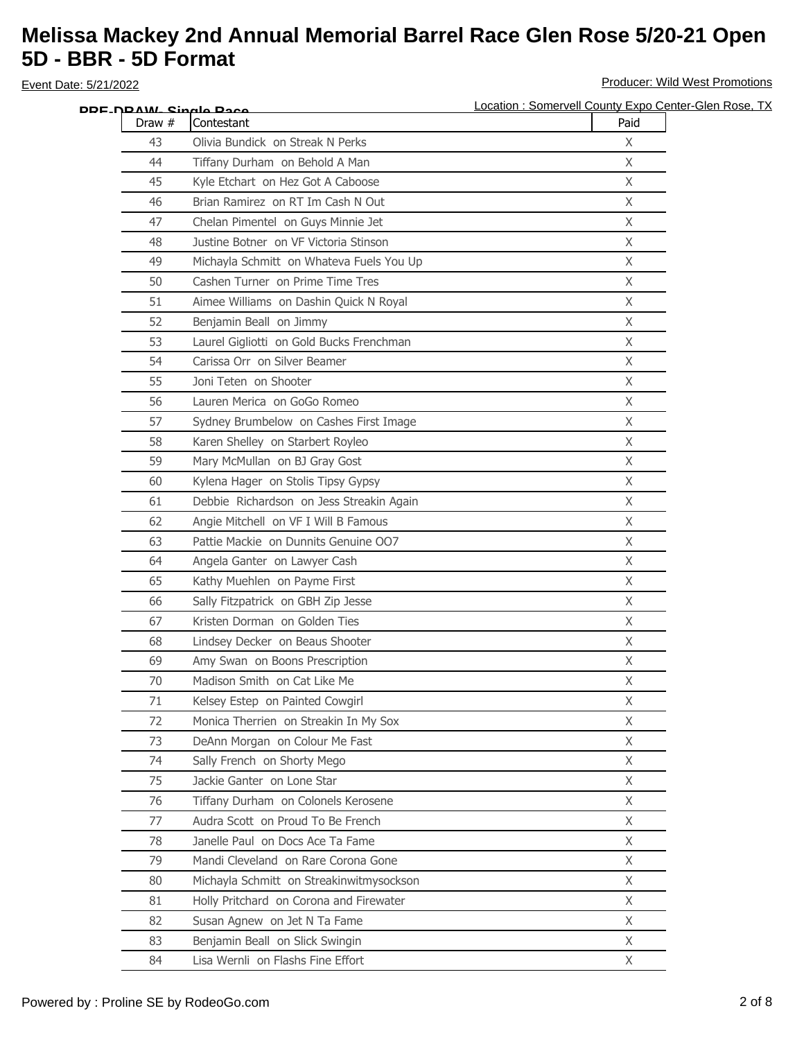# Melissa Mackey 2nd Annual Memorial Barrel Race Glen Rose 5/20-21 Open 5D - BBR - 5D Format

Event Date: 5/21/2022

Producer: Wild West Promotions

Location : Somervell County Expo Center-Glen Rose, TX

**PRE-DRAW- Single Race**

| Draw # | Contestant | Paid |
|---|---|---|
| 43 | Olivia Bundick on Streak N Perks | X |
| 44 | Tiffany Durham on Behold A Man | X |
| 45 | Kyle Etchart on Hez Got A Caboose | X |
| 46 | Brian Ramirez on RT Im Cash N Out | X |
| 47 | Chelan Pimentel on Guys Minnie Jet | X |
| 48 | Justine Botner on VF Victoria Stinson | X |
| 49 | Michayla Schmitt on Whateva Fuels You Up | X |
| 50 | Cashen Turner on Prime Time Tres | X |
| 51 | Aimee Williams on Dashin Quick N Royal | X |
| 52 | Benjamin Beall on Jimmy | X |
| 53 | Laurel Gigliotti on Gold Bucks Frenchman | X |
| 54 | Carissa Orr on Silver Beamer | X |
| 55 | Joni Teten on Shooter | X |
| 56 | Lauren Merica on GoGo Romeo | X |
| 57 | Sydney Brumbelow on Cashes First Image | X |
| 58 | Karen Shelley on Starbert Royleo | X |
| 59 | Mary McMullan on BJ Gray Gost | X |
| 60 | Kylena Hager on Stolis Tipsy Gypsy | X |
| 61 | Debbie Richardson on Jess Streakin Again | X |
| 62 | Angie Mitchell on VF I Will B Famous | X |
| 63 | Pattie Mackie on Dunnits Genuine OO7 | X |
| 64 | Angela Ganter on Lawyer Cash | X |
| 65 | Kathy Muehlen on Payme First | X |
| 66 | Sally Fitzpatrick on GBH Zip Jesse | X |
| 67 | Kristen Dorman on Golden Ties | X |
| 68 | Lindsey Decker on Beaus Shooter | X |
| 69 | Amy Swan on Boons Prescription | X |
| 70 | Madison Smith on Cat Like Me | X |
| 71 | Kelsey Estep on Painted Cowgirl | X |
| 72 | Monica Therrien on Streakin In My Sox | X |
| 73 | DeAnn Morgan on Colour Me Fast | X |
| 74 | Sally French on Shorty Mego | X |
| 75 | Jackie Ganter on Lone Star | X |
| 76 | Tiffany Durham on Colonels Kerosene | X |
| 77 | Audra Scott on Proud To Be French | X |
| 78 | Janelle Paul on Docs Ace Ta Fame | X |
| 79 | Mandi Cleveland on Rare Corona Gone | X |
| 80 | Michayla Schmitt on Streakinwitmysockson | X |
| 81 | Holly Pritchard on Corona and Firewater | X |
| 82 | Susan Agnew on Jet N Ta Fame | X |
| 83 | Benjamin Beall on Slick Swingin | X |
| 84 | Lisa Wernli on Flashs Fine Effort | X |

Powered by : Proline SE by RodeoGo.com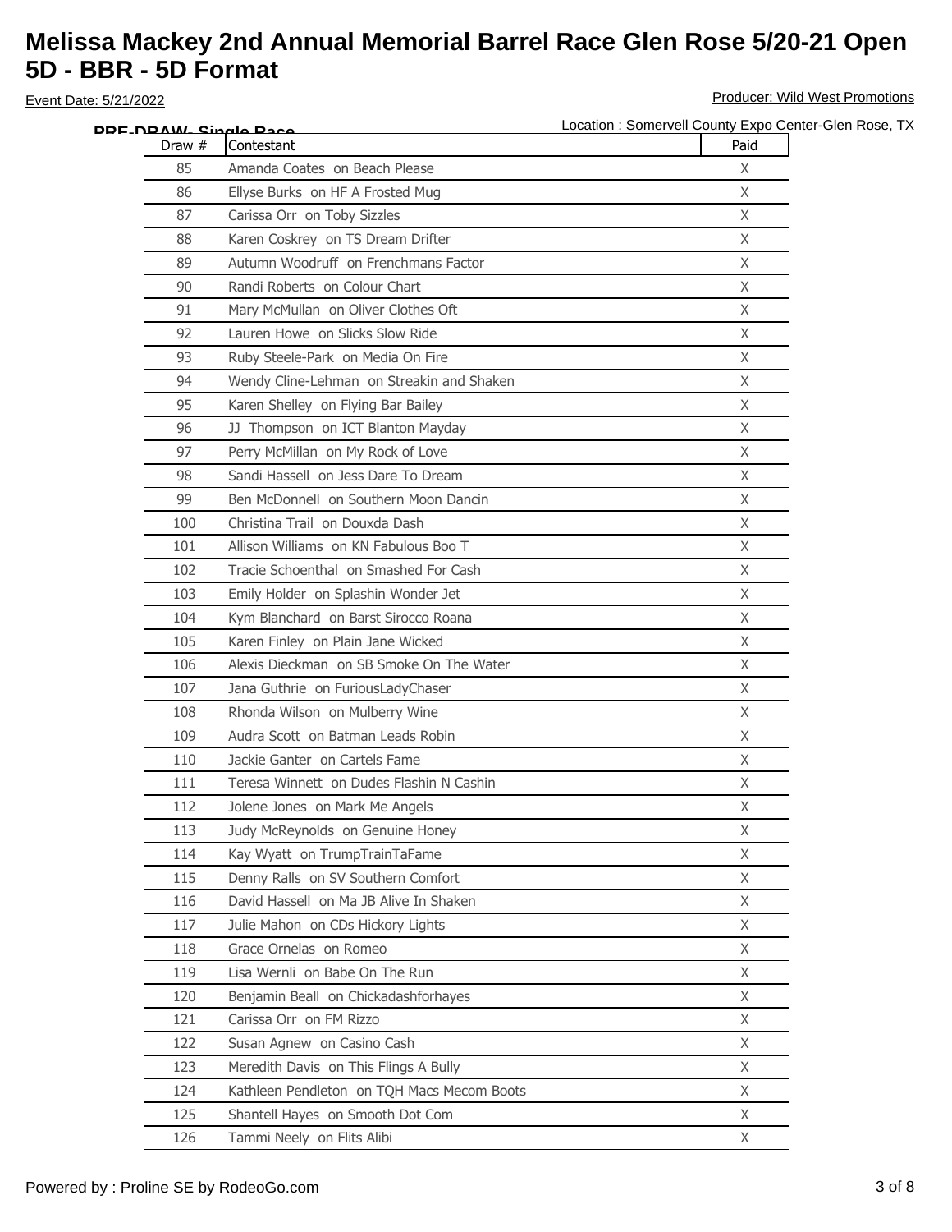# Melissa Mackey 2nd Annual Memorial Barrel Race Glen Rose 5/20-21 Open 5D - BBR - 5D Format

Event Date: 5/21/2022

Producer: Wild West Promotions

Location : Somervell County Expo Center-Glen Rose, TX

**PRE-DRAW- Single Race**

| Draw # | Contestant | Paid |
|---|---|---|
| 85 | Amanda Coates on Beach Please | X |
| 86 | Ellyse Burks on HF A Frosted Mug | X |
| 87 | Carissa Orr on Toby Sizzles | X |
| 88 | Karen Coskrey on TS Dream Drifter | X |
| 89 | Autumn Woodruff on Frenchmans Factor | X |
| 90 | Randi Roberts on Colour Chart | X |
| 91 | Mary McMullan on Oliver Clothes Oft | X |
| 92 | Lauren Howe on Slicks Slow Ride | X |
| 93 | Ruby Steele-Park on Media On Fire | X |
| 94 | Wendy Cline-Lehman on Streakin and Shaken | X |
| 95 | Karen Shelley on Flying Bar Bailey | X |
| 96 | JJ Thompson on ICT Blanton Mayday | X |
| 97 | Perry McMillan on My Rock of Love | X |
| 98 | Sandi Hassell on Jess Dare To Dream | X |
| 99 | Ben McDonnell on Southern Moon Dancin | X |
| 100 | Christina Trail on Douxda Dash | X |
| 101 | Allison Williams on KN Fabulous Boo T | X |
| 102 | Tracie Schoenthal on Smashed For Cash | X |
| 103 | Emily Holder on Splashin Wonder Jet | X |
| 104 | Kym Blanchard on Barst Sirocco Roana | X |
| 105 | Karen Finley on Plain Jane Wicked | X |
| 106 | Alexis Dieckman on SB Smoke On The Water | X |
| 107 | Jana Guthrie on FuriousLadyChaser | X |
| 108 | Rhonda Wilson on Mulberry Wine | X |
| 109 | Audra Scott on Batman Leads Robin | X |
| 110 | Jackie Ganter on Cartels Fame | X |
| 111 | Teresa Winnett on Dudes Flashin N Cashin | X |
| 112 | Jolene Jones on Mark Me Angels | X |
| 113 | Judy McReynolds on Genuine Honey | X |
| 114 | Kay Wyatt on TrumpTrainTaFame | X |
| 115 | Denny Ralls on SV Southern Comfort | X |
| 116 | David Hassell on Ma JB Alive In Shaken | X |
| 117 | Julie Mahon on CDs Hickory Lights | X |
| 118 | Grace Ornelas on Romeo | X |
| 119 | Lisa Wernli on Babe On The Run | X |
| 120 | Benjamin Beall on Chickadashforhayes | X |
| 121 | Carissa Orr on FM Rizzo | X |
| 122 | Susan Agnew on Casino Cash | X |
| 123 | Meredith Davis on This Flings A Bully | X |
| 124 | Kathleen Pendleton on TQH Macs Mecom Boots | X |
| 125 | Shantell Hayes on Smooth Dot Com | X |
| 126 | Tammi Neely on Flits Alibi | X |

Powered by : Proline SE by RodeoGo.com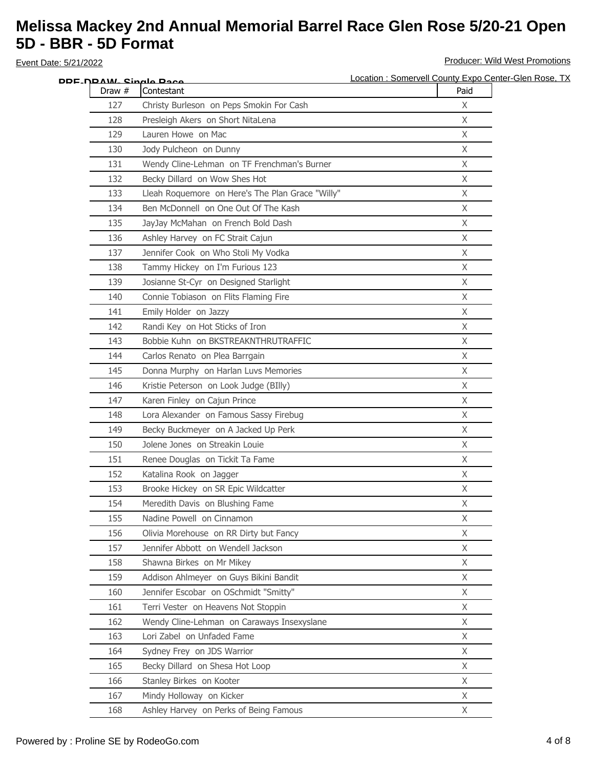# Melissa Mackey 2nd Annual Memorial Barrel Race Glen Rose 5/20-21 Open 5D - BBR - 5D Format

Event Date: 5/21/2022

Producer: Wild West Promotions

Location : Somervell County Expo Center-Glen Rose, TX

**PRE-DRAW- Single Race**

| Draw # | Contestant | Paid |
|---|---|---|
| 127 | Christy Burleson on Peps Smokin For Cash | X |
| 128 | Presleigh Akers on Short NitaLena | X |
| 129 | Lauren Howe on Mac | X |
| 130 | Jody Pulcheon on Dunny | X |
| 131 | Wendy Cline-Lehman on TF Frenchman's Burner | X |
| 132 | Becky Dillard on Wow Shes Hot | X |
| 133 | Lleah Roquemore on Here's The Plan Grace "Willy" | X |
| 134 | Ben McDonnell on One Out Of The Kash | X |
| 135 | JayJay McMahan on French Bold Dash | X |
| 136 | Ashley Harvey on FC Strait Cajun | X |
| 137 | Jennifer Cook on Who Stoli My Vodka | X |
| 138 | Tammy Hickey on I'm Furious 123 | X |
| 139 | Josianne St-Cyr on Designed Starlight | X |
| 140 | Connie Tobiason on Flits Flaming Fire | X |
| 141 | Emily Holder on Jazzy | X |
| 142 | Randi Key on Hot Sticks of Iron | X |
| 143 | Bobbie Kuhn on BKSTREAKNTHRUTRAFFIC | X |
| 144 | Carlos Renato on Plea Barrgain | X |
| 145 | Donna Murphy on Harlan Luvs Memories | X |
| 146 | Kristie Peterson on Look Judge (BIlly) | X |
| 147 | Karen Finley on Cajun Prince | X |
| 148 | Lora Alexander on Famous Sassy Firebug | X |
| 149 | Becky Buckmeyer on A Jacked Up Perk | X |
| 150 | Jolene Jones on Streakin Louie | X |
| 151 | Renee Douglas on Tickit Ta Fame | X |
| 152 | Katalina Rook on Jagger | X |
| 153 | Brooke Hickey on SR Epic Wildcatter | X |
| 154 | Meredith Davis on Blushing Fame | X |
| 155 | Nadine Powell on Cinnamon | X |
| 156 | Olivia Morehouse on RR Dirty but Fancy | X |
| 157 | Jennifer Abbott on Wendell Jackson | X |
| 158 | Shawna Birkes on Mr Mikey | X |
| 159 | Addison Ahlmeyer on Guys Bikini Bandit | X |
| 160 | Jennifer Escobar on OSchmidt "Smitty" | X |
| 161 | Terri Vester on Heavens Not Stoppin | X |
| 162 | Wendy Cline-Lehman on Caraways Insexyslane | X |
| 163 | Lori Zabel on Unfaded Fame | X |
| 164 | Sydney Frey on JDS Warrior | X |
| 165 | Becky Dillard on Shesa Hot Loop | X |
| 166 | Stanley Birkes on Kooter | X |
| 167 | Mindy Holloway on Kicker | X |
| 168 | Ashley Harvey on Perks of Being Famous | X |

Powered by : Proline SE by RodeoGo.com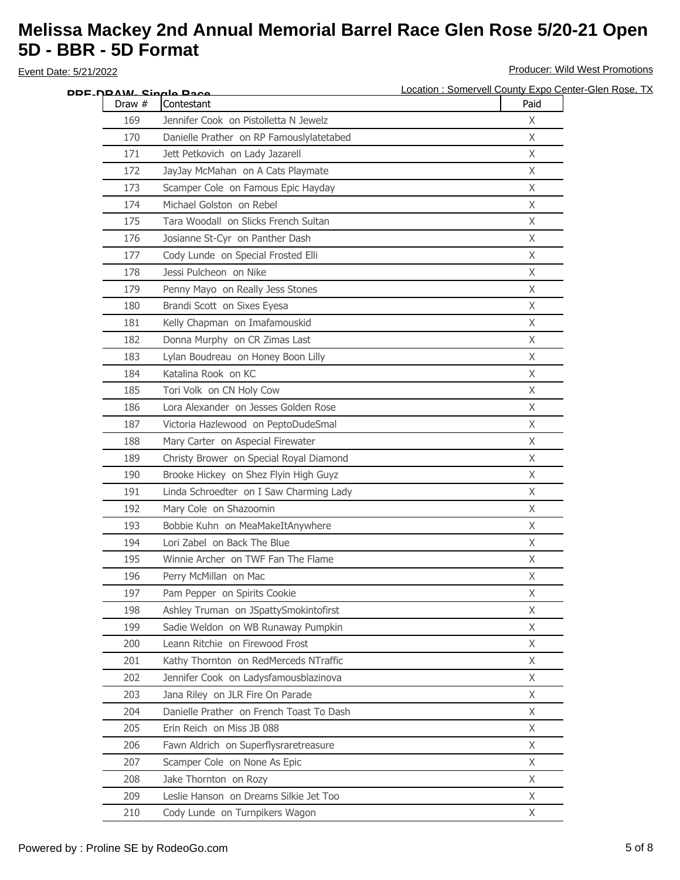# Melissa Mackey 2nd Annual Memorial Barrel Race Glen Rose 5/20-21 Open 5D - BBR - 5D Format

Event Date: 5/21/2022

Producer: Wild West Promotions

Location : Somervell County Expo Center-Glen Rose, TX

**PRE-DRAW- Single Race**

| Draw # | Contestant | Paid |
|---|---|---|
| 169 | Jennifer Cook on Pistolletta N Jewelz | X |
| 170 | Danielle Prather on RP Famouslylatetabed | X |
| 171 | Jett Petkovich on Lady Jazarell | X |
| 172 | JayJay McMahan on A Cats Playmate | X |
| 173 | Scamper Cole on Famous Epic Hayday | X |
| 174 | Michael Golston on Rebel | X |
| 175 | Tara Woodall on Slicks French Sultan | X |
| 176 | Josianne St-Cyr on Panther Dash | X |
| 177 | Cody Lunde on Special Frosted Elli | X |
| 178 | Jessi Pulcheon on Nike | X |
| 179 | Penny Mayo on Really Jess Stones | X |
| 180 | Brandi Scott on Sixes Eyesa | X |
| 181 | Kelly Chapman on Imafamouskid | X |
| 182 | Donna Murphy on CR Zimas Last | X |
| 183 | Lylan Boudreau on Honey Boon Lilly | X |
| 184 | Katalina Rook on KC | X |
| 185 | Tori Volk on CN Holy Cow | X |
| 186 | Lora Alexander on Jesses Golden Rose | X |
| 187 | Victoria Hazlewood on PeptoDudeSmal | X |
| 188 | Mary Carter on Aspecial Firewater | X |
| 189 | Christy Brower on Special Royal Diamond | X |
| 190 | Brooke Hickey on Shez Flyin High Guyz | X |
| 191 | Linda Schroedter on I Saw Charming Lady | X |
| 192 | Mary Cole on Shazoomin | X |
| 193 | Bobbie Kuhn on MeaMakeItAnywhere | X |
| 194 | Lori Zabel on Back The Blue | X |
| 195 | Winnie Archer on TWF Fan The Flame | X |
| 196 | Perry McMillan on Mac | X |
| 197 | Pam Pepper on Spirits Cookie | X |
| 198 | Ashley Truman on JSpattySmokintofirst | X |
| 199 | Sadie Weldon on WB Runaway Pumpkin | X |
| 200 | Leann Ritchie on Firewood Frost | X |
| 201 | Kathy Thornton on RedMerceds NTraffic | X |
| 202 | Jennifer Cook on Ladysfamousblazinova | X |
| 203 | Jana Riley on JLR Fire On Parade | X |
| 204 | Danielle Prather on French Toast To Dash | X |
| 205 | Erin Reich on Miss JB 088 | X |
| 206 | Fawn Aldrich on Superflysraretreasure | X |
| 207 | Scamper Cole on None As Epic | X |
| 208 | Jake Thornton on Rozy | X |
| 209 | Leslie Hanson on Dreams Silkie Jet Too | X |
| 210 | Cody Lunde on Turnpikers Wagon | X |

Powered by : Proline SE by RodeoGo.com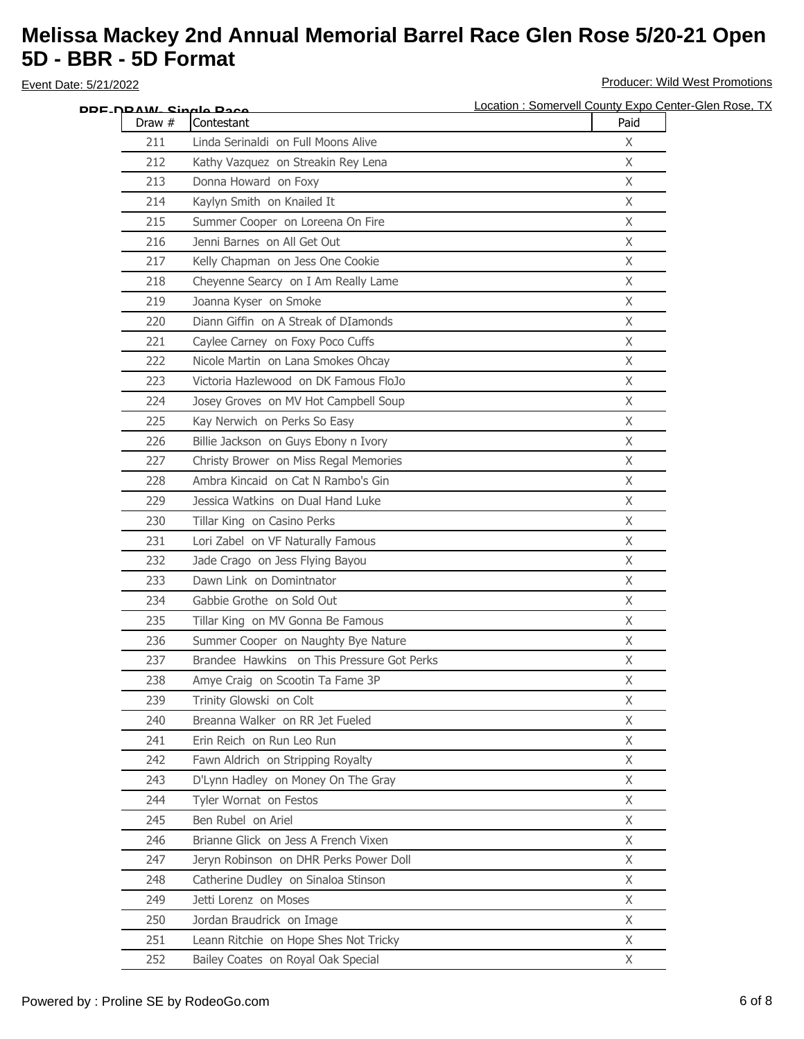# Melissa Mackey 2nd Annual Memorial Barrel Race Glen Rose 5/20-21 Open 5D - BBR - 5D Format

Event Date: 5/21/2022

Producer: Wild West Promotions

Location : Somervell County Expo Center-Glen Rose, TX

**PRE-DRAW- Single Race**

| Draw # | Contestant | Paid |
|---|---|---|
| 211 | Linda Serinaldi on Full Moons Alive | X |
| 212 | Kathy Vazquez on Streakin Rey Lena | X |
| 213 | Donna Howard on Foxy | X |
| 214 | Kaylyn Smith on Knailed It | X |
| 215 | Summer Cooper on Loreena On Fire | X |
| 216 | Jenni Barnes on All Get Out | X |
| 217 | Kelly Chapman on Jess One Cookie | X |
| 218 | Cheyenne Searcy on I Am Really Lame | X |
| 219 | Joanna Kyser on Smoke | X |
| 220 | Diann Giffin on A Streak of DIamonds | X |
| 221 | Caylee Carney on Foxy Poco Cuffs | X |
| 222 | Nicole Martin on Lana Smokes Ohcay | X |
| 223 | Victoria Hazlewood on DK Famous FloJo | X |
| 224 | Josey Groves on MV Hot Campbell Soup | X |
| 225 | Kay Nerwich on Perks So Easy | X |
| 226 | Billie Jackson on Guys Ebony n Ivory | X |
| 227 | Christy Brower on Miss Regal Memories | X |
| 228 | Ambra Kincaid on Cat N Rambo's Gin | X |
| 229 | Jessica Watkins on Dual Hand Luke | X |
| 230 | Tillar King on Casino Perks | X |
| 231 | Lori Zabel on VF Naturally Famous | X |
| 232 | Jade Crago on Jess Flying Bayou | X |
| 233 | Dawn Link on Domintnator | X |
| 234 | Gabbie Grothe on Sold Out | X |
| 235 | Tillar King on MV Gonna Be Famous | X |
| 236 | Summer Cooper on Naughty Bye Nature | X |
| 237 | Brandee Hawkins on This Pressure Got Perks | X |
| 238 | Amye Craig on Scootin Ta Fame 3P | X |
| 239 | Trinity Glowski on Colt | X |
| 240 | Breanna Walker on RR Jet Fueled | X |
| 241 | Erin Reich on Run Leo Run | X |
| 242 | Fawn Aldrich on Stripping Royalty | X |
| 243 | D'Lynn Hadley on Money On The Gray | X |
| 244 | Tyler Wornat on Festos | X |
| 245 | Ben Rubel on Ariel | X |
| 246 | Brianne Glick on Jess A French Vixen | X |
| 247 | Jeryn Robinson on DHR Perks Power Doll | X |
| 248 | Catherine Dudley on Sinaloa Stinson | X |
| 249 | Jetti Lorenz on Moses | X |
| 250 | Jordan Braudrick on Image | X |
| 251 | Leann Ritchie on Hope Shes Not Tricky | X |
| 252 | Bailey Coates on Royal Oak Special | X |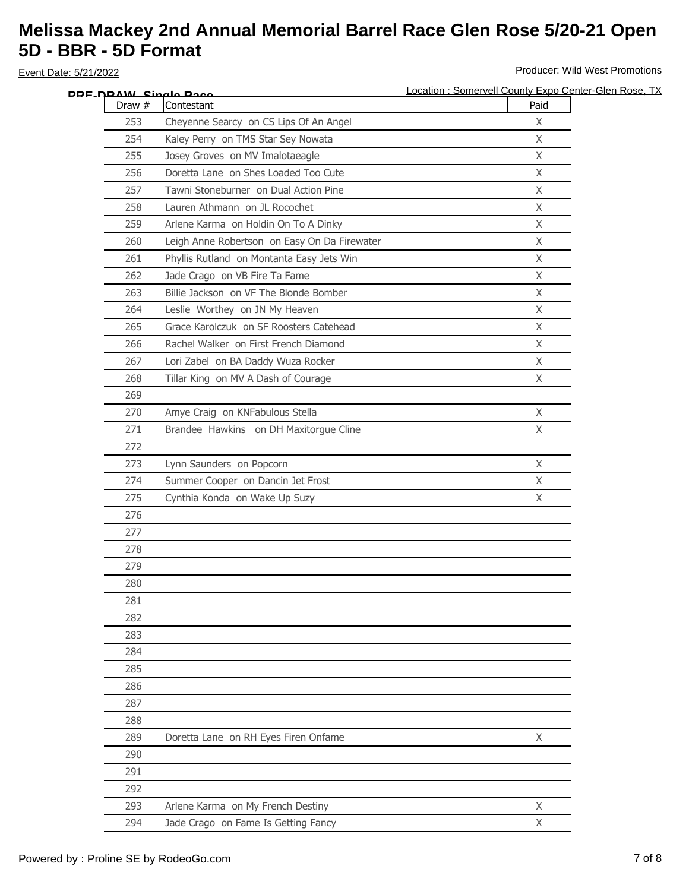# Melissa Mackey 2nd Annual Memorial Barrel Race Glen Rose 5/20-21 Open 5D - BBR - 5D Format

Event Date: 5/21/2022

Producer: Wild West Promotions

Location : Somervell County Expo Center-Glen Rose, TX

**PRE-DRAW- Single Race**

| Draw # | Contestant | Paid |
|---|---|---|
| 253 | Cheyenne Searcy on CS Lips Of An Angel | X |
| 254 | Kaley Perry on TMS Star Sey Nowata | X |
| 255 | Josey Groves on MV Imalotaeagle | X |
| 256 | Doretta Lane on Shes Loaded Too Cute | X |
| 257 | Tawni Stoneburner on Dual Action Pine | X |
| 258 | Lauren Athmann on JL Rocochet | X |
| 259 | Arlene Karma on Holdin On To A Dinky | X |
| 260 | Leigh Anne Robertson on Easy On Da Firewater | X |
| 261 | Phyllis Rutland on Montanta Easy Jets Win | X |
| 262 | Jade Crago on VB Fire Ta Fame | X |
| 263 | Billie Jackson on VF The Blonde Bomber | X |
| 264 | Leslie Worthey on JN My Heaven | X |
| 265 | Grace Karolczuk on SF Roosters Catehead | X |
| 266 | Rachel Walker on First French Diamond | X |
| 267 | Lori Zabel on BA Daddy Wuza Rocker | X |
| 268 | Tillar King on MV A Dash of Courage | X |
| 269 | | |
| 270 | Amye Craig on KNFabulous Stella | X |
| 271 | Brandee Hawkins on DH Maxitorgue Cline | X |
| 272 | | |
| 273 | Lynn Saunders on Popcorn | X |
| 274 | Summer Cooper on Dancin Jet Frost | X |
| 275 | Cynthia Konda on Wake Up Suzy | X |
| 276 | | |
| 277 | | |
| 278 | | |
| 279 | | |
| 280 | | |
| 281 | | |
| 282 | | |
| 283 | | |
| 284 | | |
| 285 | | |
| 286 | | |
| 287 | | |
| 288 | | |
| 289 | Doretta Lane on RH Eyes Firen Onfame | X |
| 290 | | |
| 291 | | |
| 292 | | |
| 293 | Arlene Karma on My French Destiny | X |
| 294 | Jade Crago on Fame Is Getting Fancy | X |

Powered by : Proline SE by RodeoGo.com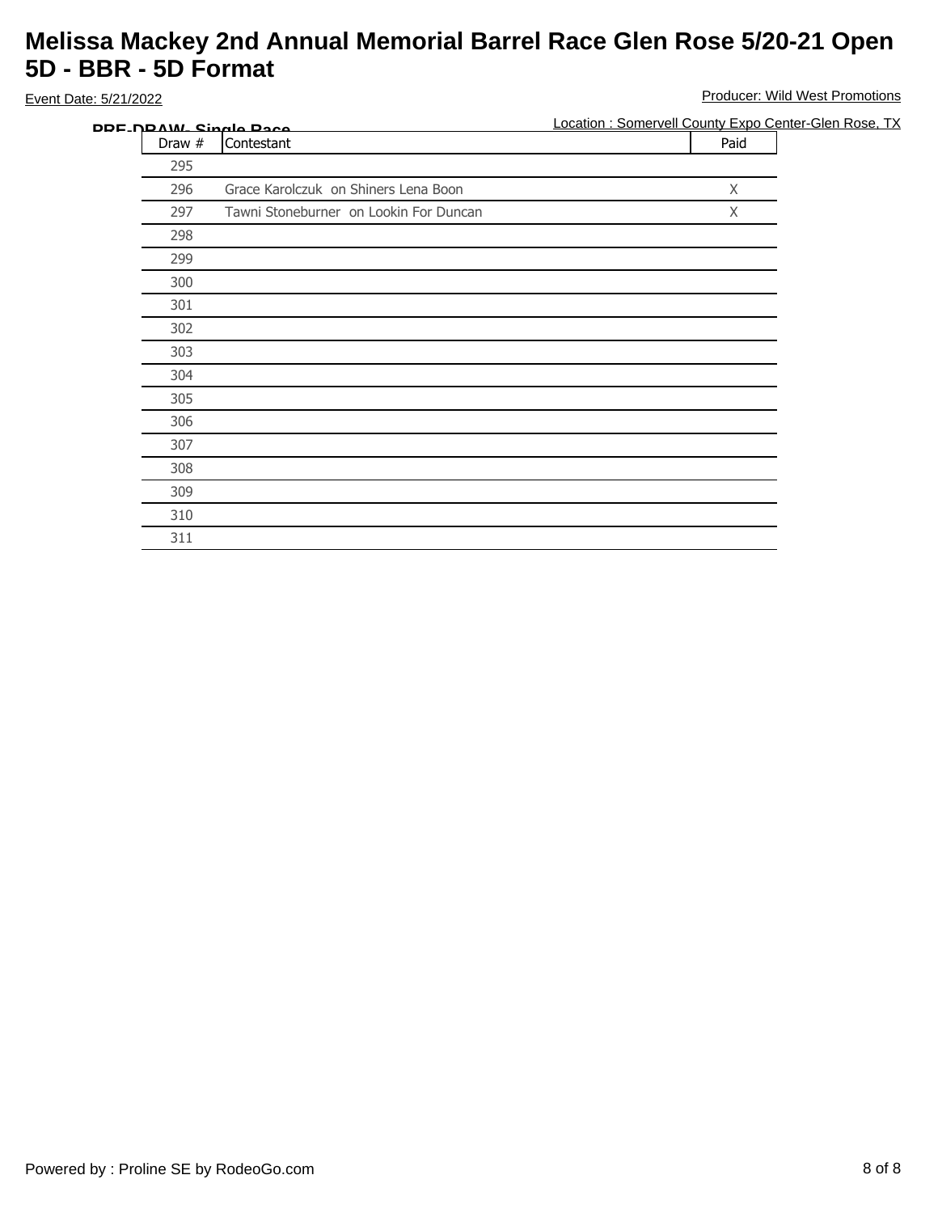# Melissa Mackey 2nd Annual Memorial Barrel Race Glen Rose 5/20-21 Open 5D - BBR - 5D Format

Event Date: 5/21/2022

Producer: Wild West Promotions

Location : Somervell County Expo Center-Glen Rose, TX

**PRE-DRAW- Single Race**

| Draw # | Contestant | Paid |
|---|---|---|
| 295 | | |
| 296 | Grace Karolczuk on Shiners Lena Boon | X |
| 297 | Tawni Stoneburner on Lookin For Duncan | X |
| 298 | | |
| 299 | | |
| 300 | | |
| 301 | | |
| 302 | | |
| 303 | | |
| 304 | | |
| 305 | | |
| 306 | | |
| 307 | | |
| 308 | | |
| 309 | | |
| 310 | | |
| 311 | | |

Powered by : Proline SE by RodeoGo.com